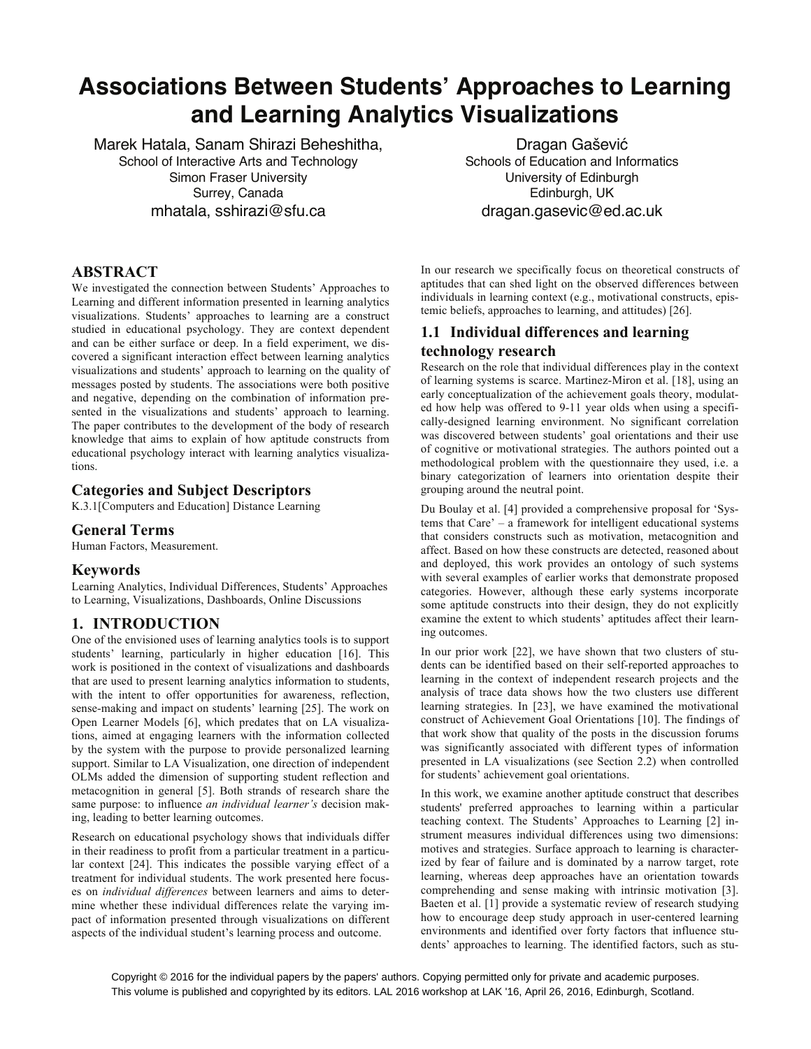# Associations Between Students' Approaches to Learning and Learning Analytics Visualizations

Marek Hatala, Sanam Shirazi Beheshitha,
School of Interactive Arts and Technology
Simon Fraser University
Surrey, Canada
mhatala, sshirazi@sfu.ca

Dragan Gašević
Schools of Education and Informatics
University of Edinburgh
Edinburgh, UK
dragan.gasevic@ed.ac.uk

## ABSTRACT

We investigated the connection between Students' Approaches to Learning and different information presented in learning analytics visualizations. Students' approaches to learning are a construct studied in educational psychology. They are context dependent and can be either surface or deep. In a field experiment, we discovered a significant interaction effect between learning analytics visualizations and students' approach to learning on the quality of messages posted by students. The associations were both positive and negative, depending on the combination of information presented in the visualizations and students' approach to learning. The paper contributes to the development of the body of research knowledge that aims to explain of how aptitude constructs from educational psychology interact with learning analytics visualizations.

## Categories and Subject Descriptors

K.3.1[Computers and Education] Distance Learning

## General Terms

Human Factors, Measurement.

## Keywords

Learning Analytics, Individual Differences, Students' Approaches to Learning, Visualizations, Dashboards, Online Discussions

## 1. INTRODUCTION

One of the envisioned uses of learning analytics tools is to support students' learning, particularly in higher education [16]. This work is positioned in the context of visualizations and dashboards that are used to present learning analytics information to students, with the intent to offer opportunities for awareness, reflection, sense-making and impact on students' learning [25]. The work on Open Learner Models [6], which predates that on LA visualizations, aimed at engaging learners with the information collected by the system with the purpose to provide personalized learning support. Similar to LA Visualization, one direction of independent OLMs added the dimension of supporting student reflection and metacognition in general [5]. Both strands of research share the same purpose: to influence *an individual learner's* decision making, leading to better learning outcomes.

Research on educational psychology shows that individuals differ in their readiness to profit from a particular treatment in a particular context [24]. This indicates the possible varying effect of a treatment for individual students. The work presented here focuses on *individual differences* between learners and aims to determine whether these individual differences relate the varying impact of information presented through visualizations on different aspects of the individual student's learning process and outcome.

In our research we specifically focus on theoretical constructs of aptitudes that can shed light on the observed differences between individuals in learning context (e.g., motivational constructs, epistemic beliefs, approaches to learning, and attitudes) [26].

### 1.1 Individual differences and learning technology research

Research on the role that individual differences play in the context of learning systems is scarce. Martinez-Miron et al. [18], using an early conceptualization of the achievement goals theory, modulated how help was offered to 9-11 year olds when using a specifically-designed learning environment. No significant correlation was discovered between students' goal orientations and their use of cognitive or motivational strategies. The authors pointed out a methodological problem with the questionnaire they used, i.e. a binary categorization of learners into orientation despite their grouping around the neutral point.

Du Boulay et al. [4] provided a comprehensive proposal for 'Systems that Care' – a framework for intelligent educational systems that considers constructs such as motivation, metacognition and affect. Based on how these constructs are detected, reasoned about and deployed, this work provides an ontology of such systems with several examples of earlier works that demonstrate proposed categories. However, although these early systems incorporate some aptitude constructs into their design, they do not explicitly examine the extent to which students' aptitudes affect their learning outcomes.

In our prior work [22], we have shown that two clusters of students can be identified based on their self-reported approaches to learning in the context of independent research projects and the analysis of trace data shows how the two clusters use different learning strategies. In [23], we have examined the motivational construct of Achievement Goal Orientations [10]. The findings of that work show that quality of the posts in the discussion forums was significantly associated with different types of information presented in LA visualizations (see Section 2.2) when controlled for students' achievement goal orientations.

In this work, we examine another aptitude construct that describes students' preferred approaches to learning within a particular teaching context. The Students' Approaches to Learning [2] instrument measures individual differences using two dimensions: motives and strategies. Surface approach to learning is characterized by fear of failure and is dominated by a narrow target, rote learning, whereas deep approaches have an orientation towards comprehending and sense making with intrinsic motivation [3]. Baeten et al. [1] provide a systematic review of research studying how to encourage deep study approach in user-centered learning environments and identified over forty factors that influence students' approaches to learning. The identified factors, such as stu-

Copyright © 2016 for the individual papers by the papers' authors. Copying permitted only for private and academic purposes. This volume is published and copyrighted by its editors. LAL 2016 workshop at LAK '16, April 26, 2016, Edinburgh, Scotland.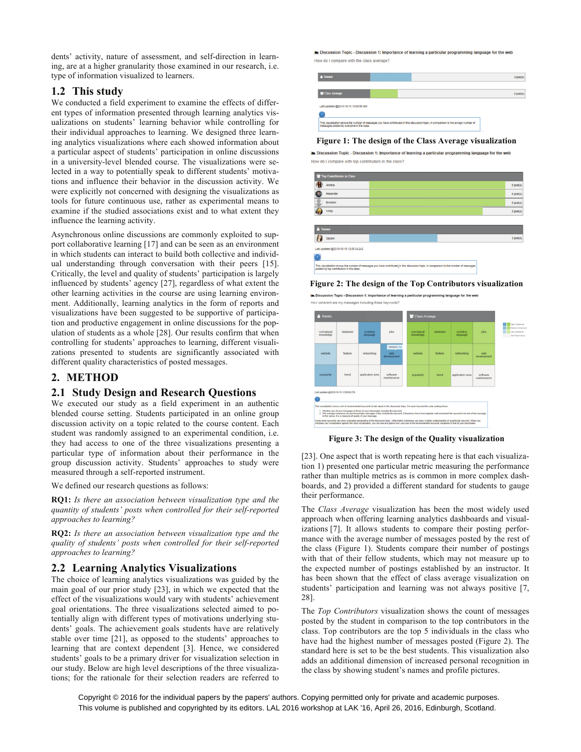dents' activity, nature of assessment, and self-direction in learning, are at a higher granularity those examined in our research, i.e. type of information visualized to learners.

## 1.2 This study

We conducted a field experiment to examine the effects of different types of information presented through learning analytics visualizations on students' learning behavior while controlling for their individual approaches to learning. We designed three learning analytics visualizations where each showed information about a particular aspect of students' participation in online discussions in a university-level blended course. The visualizations were selected in a way to potentially speak to different students' motivations and influence their behavior in the discussion activity. We were explicitly not concerned with designing the visualizations as tools for future continuous use, rather as experimental means to examine if the studied associations exist and to what extent they influence the learning activity.

Asynchronous online discussions are commonly exploited to support collaborative learning [17] and can be seen as an environment in which students can interact to build both collective and individual understanding through conversation with their peers [15]. Critically, the level and quality of students' participation is largely influenced by students' agency [27], regardless of what extent the other learning activities in the course are using learning environment. Additionally, learning analytics in the form of reports and visualizations have been suggested to be supportive of participation and productive engagement in online discussions for the population of students as a whole [28]. Our results confirm that when controlling for students' approaches to learning, different visualizations presented to students are significantly associated with different quality characteristics of posted messages.

# 2. METHOD

## 2.1 Study Design and Research Questions

We executed our study as a field experiment in an authentic blended course setting. Students participated in an online group discussion activity on a topic related to the course content. Each student was randomly assigned to an experimental condition, i.e. they had access to one of the three visualizations presenting a particular type of information about their performance in the group discussion activity. Students' approaches to study were measured through a self-reported instrument.

We defined our research questions as follows:

**RQ1:** *Is there an association between visualization type and the quantity of students' posts when controlled for their self-reported approaches to learning?*

**RQ2:** *Is there an association between visualization type and the quality of students' posts when controlled for their self-reported approaches to learning?*

## 2.2 Learning Analytics Visualizations

The choice of learning analytics visualizations was guided by the main goal of our prior study [23], in which we expected that the effect of the visualizations would vary with students' achievement goal orientations. The three visualizations selected aimed to potentially align with different types of motivations underlying students' goals. The achievement goals students have are relatively stable over time [21], as opposed to the students' approaches to learning that are context dependent [3]. Hence, we considered students' goals to be a primary driver for visualization selection in our study. Below are high level descriptions of the three visualizations; for the rationale for their selection readers are referred to [23]. One aspect that is worth repeating here is that each visualization 1) presented one particular metric measuring the performance rather than multiple metrics as is common in more complex dashboards, and 2) provided a different standard for students to gauge their performance.

**Figure 1: The design of the Class Average visualization**

**Figure 2: The design of the Top Contributors visualization**

**Figure 3: The design of the Quality visualization**

The *Class Average* visualization has been the most widely used approach when offering learning analytics dashboards and visualizations [7]. It allows students to compare their posting performance with the average number of messages posted by the rest of the class (Figure 1). Students compare their number of postings with that of their fellow students, which may not measure up to the expected number of postings established by an instructor. It has been shown that the effect of class average visualization on students' participation and learning was not always positive [7, 28].

The *Top Contributors* visualization shows the count of messages posted by the student in comparison to the top contributors in the class. Top contributors are the top 5 individuals in the class who have had the highest number of messages posted (Figure 2). The standard here is set to be the best students. This visualization also adds an additional dimension of increased personal recognition in the class by showing student's names and profile pictures.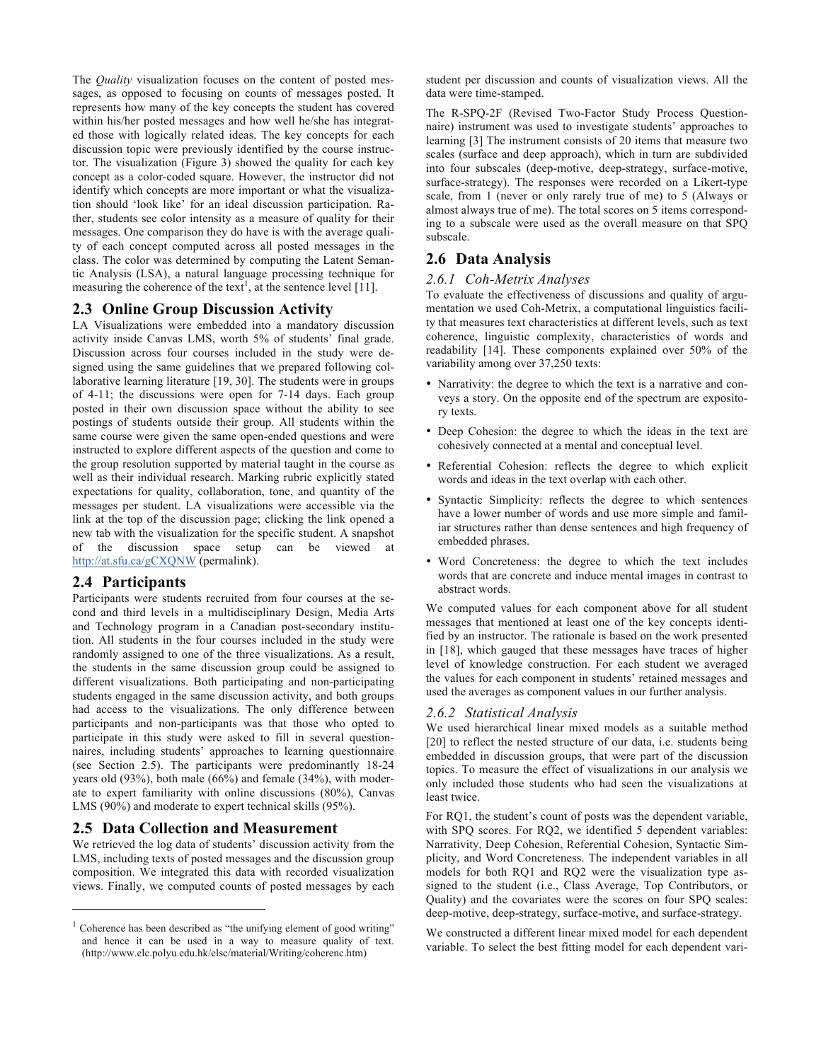The *Quality* visualization focuses on the content of posted messages, as opposed to focusing on counts of messages posted. It represents how many of the key concepts the student has covered within his/her posted messages and how well he/she has integrated those with logically related ideas. The key concepts for each discussion topic were previously identified by the course instructor. The visualization (Figure 3) showed the quality for each key concept as a color-coded square. However, the instructor did not identify which concepts are more important or what the visualization should 'look like' for an ideal discussion participation. Rather, students see color intensity as a measure of quality for their messages. One comparison they do have is with the average quality of each concept computed across all posted messages in the class. The color was determined by computing the Latent Semantic Analysis (LSA), a natural language processing technique for measuring the coherence of the text[1], at the sentence level [11].

## 2.3 Online Group Discussion Activity

LA Visualizations were embedded into a mandatory discussion activity inside Canvas LMS, worth 5% of students' final grade. Discussion across four courses included in the study were designed using the same guidelines that we prepared following collaborative learning literature [19, 30]. The students were in groups of 4-11; the discussions were open for 7-14 days. Each group posted in their own discussion space without the ability to see postings of students outside their group. All students within the same course were given the same open-ended questions and were instructed to explore different aspects of the question and come to the group resolution supported by material taught in the course as well as their individual research. Marking rubric explicitly stated expectations for quality, collaboration, tone, and quantity of the messages per student. LA visualizations were accessible via the link at the top of the discussion page; clicking the link opened a new tab with the visualization for the specific student. A snapshot of the discussion space setup can be viewed at http://at.sfu.ca/gCXQNW (permalink).

## 2.4 Participants

Participants were students recruited from four courses at the second and third levels in a multidisciplinary Design, Media Arts and Technology program in a Canadian post-secondary institution. All students in the four courses included in the study were randomly assigned to one of the three visualizations. As a result, the students in the same discussion group could be assigned to different visualizations. Both participating and non-participating students engaged in the same discussion activity, and both groups had access to the visualizations. The only difference between participants and non-participants was that those who opted to participate in this study were asked to fill in several questionnaires, including students' approaches to learning questionnaire (see Section 2.5). The participants were predominantly 18-24 years old (93%), both male (66%) and female (34%), with moderate to expert familiarity with online discussions (80%), Canvas LMS (90%) and moderate to expert technical skills (95%).

## 2.5 Data Collection and Measurement

We retrieved the log data of students' discussion activity from the LMS, including texts of posted messages and the discussion group composition. We integrated this data with recorded visualization views. Finally, we computed counts of posted messages by each student per discussion and counts of visualization views. All the data were time-stamped.

The R-SPQ-2F (Revised Two-Factor Study Process Questionnaire) instrument was used to investigate students' approaches to learning [3] The instrument consists of 20 items that measure two scales (surface and deep approach), which in turn are subdivided into four subscales (deep-motive, deep-strategy, surface-motive, surface-strategy). The responses were recorded on a Likert-type scale, from 1 (never or only rarely true of me) to 5 (Always or almost always true of me). The total scores on 5 items corresponding to a subscale were used as the overall measure on that SPQ subscale.

## 2.6 Data Analysis

### *2.6.1 Coh-Metrix Analyses*

To evaluate the effectiveness of discussions and quality of argumentation we used Coh-Metrix, a computational linguistics facility that measures text characteristics at different levels, such as text coherence, linguistic complexity, characteristics of words and readability [14]. These components explained over 50% of the variability among over 37,250 texts:

- Narrativity: the degree to which the text is a narrative and conveys a story. On the opposite end of the spectrum are expository texts.
- Deep Cohesion: the degree to which the ideas in the text are cohesively connected at a mental and conceptual level.
- Referential Cohesion: reflects the degree to which explicit words and ideas in the text overlap with each other.
- Syntactic Simplicity: reflects the degree to which sentences have a lower number of words and use more simple and familiar structures rather than dense sentences and high frequency of embedded phrases.
- Word Concreteness: the degree to which the text includes words that are concrete and induce mental images in contrast to abstract words.

We computed values for each component above for all student messages that mentioned at least one of the key concepts identified by an instructor. The rationale is based on the work presented in [18], which gauged that these messages have traces of higher level of knowledge construction. For each student we averaged the values for each component in students' retained messages and used the averages as component values in our further analysis.

### *2.6.2 Statistical Analysis*

We used hierarchical linear mixed models as a suitable method [20] to reflect the nested structure of our data, i.e. students being embedded in discussion groups, that were part of the discussion topics. To measure the effect of visualizations in our analysis we only included those students who had seen the visualizations at least twice.

For RQ1, the student's count of posts was the dependent variable, with SPQ scores. For RQ2, we identified 5 dependent variables: Narrativity, Deep Cohesion, Referential Cohesion, Syntactic Simplicity, and Word Concreteness. The independent variables in all models for both RQ1 and RQ2 were the visualization type assigned to the student (i.e., Class Average, Top Contributors, or Quality) and the covariates were the scores on four SPQ scales: deep-motive, deep-strategy, surface-motive, and surface-strategy.

We constructed a different linear mixed model for each dependent variable. To select the best fitting model for each dependent vari-

[1] Coherence has been described as "the unifying element of good writing" and hence it can be used in a way to measure quality of text. (http://www.elc.polyu.edu.hk/elsc/material/Writing/coherenc.htm)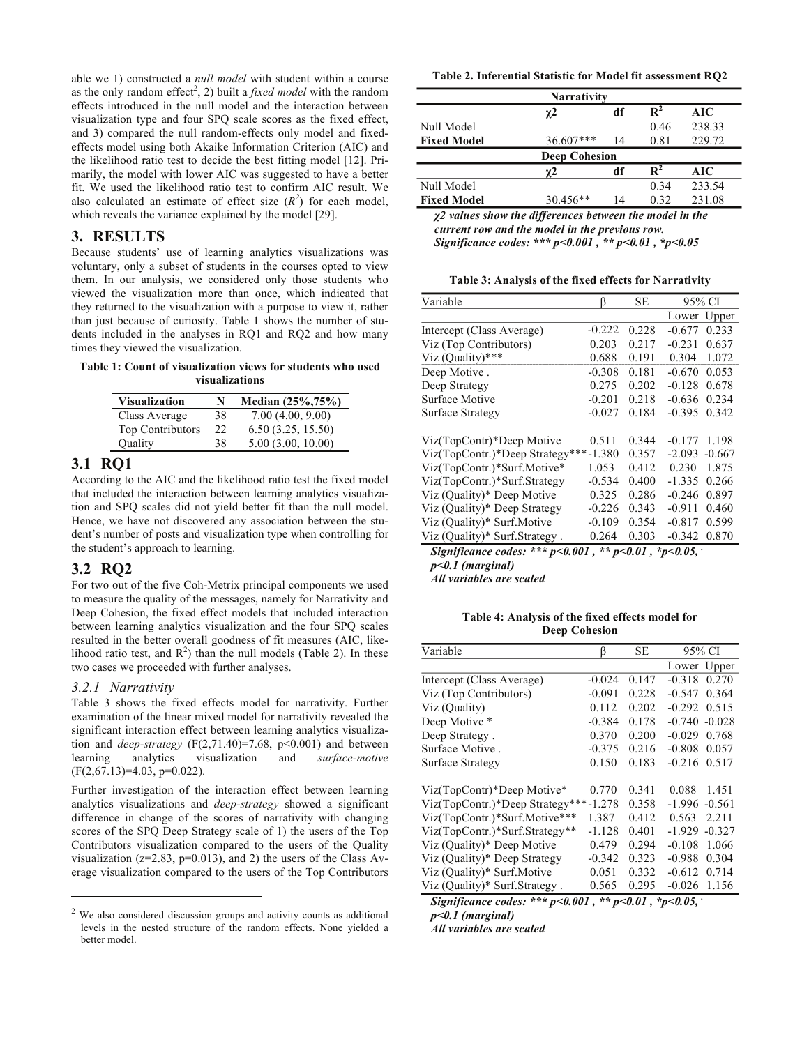able we 1) constructed a *null model* with student within a course as the only random effect[2], 2) built a *fixed model* with the random effects introduced in the null model and the interaction between visualization type and four SPQ scale scores as the fixed effect, and 3) compared the null random-effects only model and fixed-effects model using both Akaike Information Criterion (AIC) and the likelihood ratio test to decide the best fitting model [12]. Primarily, the model with lower AIC was suggested to have a better fit. We used the likelihood ratio test to confirm AIC result. We also calculated an estimate of effect size ($R^2$) for each model, which reveals the variance explained by the model [29].

# 3. RESULTS

Because students' use of learning analytics visualizations was voluntary, only a subset of students in the courses opted to view them. In our analysis, we considered only those students who viewed the visualization more than once, which indicated that they returned to the visualization with a purpose to view it, rather than just because of curiosity. Table 1 shows the number of students included in the analyses in RQ1 and RQ2 and how many times they viewed the visualization.

**Table 1: Count of visualization views for students who used visualizations**

| Visualization | N | Median (25%,75%) |
|---|---|---|
| Class Average | 38 | 7.00 (4.00, 9.00) |
| Top Contributors | 22 | 6.50 (3.25, 15.50) |
| Quality | 38 | 5.00 (3.00, 10.00) |

## 3.1 RQ1

According to the AIC and the likelihood ratio test the fixed model that included the interaction between learning analytics visualization and SPQ scales did not yield better fit than the null model. Hence, we have not discovered any association between the student's number of posts and visualization type when controlling for the student's approach to learning.

## 3.2 RQ2

For two out of the five Coh-Metrix principal components we used to measure the quality of the messages, namely for Narrativity and Deep Cohesion, the fixed effect models that included interaction between learning analytics visualization and the four SPQ scales resulted in the better overall goodness of fit measures (AIC, likelihood ratio test, and $R^2$) than the null models (Table 2). In these two cases we proceeded with further analyses.

### 3.2.1 Narrativity

Table 3 shows the fixed effects model for narrativity. Further examination of the linear mixed model for narrativity revealed the significant interaction effect between learning analytics visualization and *deep-strategy* ($F(2,71.40)=7.68$, $p<0.001$) and between learning analytics visualization and *surface-motive* ($F(2,67.13)=4.03$, $p=0.022$).

Further investigation of the interaction effect between learning analytics visualizations and *deep-strategy* showed a significant difference in change of the scores of narrativity with changing scores of the SPQ Deep Strategy scale of 1) the users of the Top Contributors visualization compared to the users of the Quality visualization ($z=2.83$, $p=0.013$), and 2) the users of the Class Average visualization compared to the users of the Top Contributors

[2] We also considered discussion groups and activity counts as additional levels in the nested structure of the random effects. None yielded a better model.

**Table 2. Inferential Statistic for Model fit assessment RQ2**

| | **Narrativity** | | | |
|---|---|---|---|---|
| | **$\chi 2$** | **df** | **$R^2$** | **AIC** |
| Null Model | | | 0.46 | 238.33 |
| **Fixed Model** | 36.607*** | 14 | 0.81 | 229.72 |
| | **Deep Cohesion** | | | |
| | **$\chi 2$** | **df** | **$R^2$** | **AIC** |
| Null Model | | | 0.34 | 233.54 |
| **Fixed Model** | 30.456** | 14 | 0.32 | 231.08 |

***$\chi 2$ values show the differences between the model in the current row and the model in the previous row.***
***Significance codes: *** p<0.001 , ** p<0.01 , *p<0.05***

**Table 3: Analysis of the fixed effects for Narrativity**

| Variable | β | SE | 95% CI | |
|---|---|---|---|---|
| | | | Lower | Upper |
| Intercept (Class Average) | -0.222 | 0.228 | -0.677 | 0.233 |
| Viz (Top Contributors) | 0.203 | 0.217 | -0.231 | 0.637 |
| Viz (Quality)*** | 0.688 | 0.191 | 0.304 | 1.072 |
| Deep Motive . | -0.308 | 0.181 | -0.670 | 0.053 |
| Deep Strategy | 0.275 | 0.202 | -0.128 | 0.678 |
| Surface Motive | -0.201 | 0.218 | -0.636 | 0.234 |
| Surface Strategy | -0.027 | 0.184 | -0.395 | 0.342 |
| Viz(TopContr)*Deep Motive | 0.511 | 0.344 | -0.177 | 1.198 |
| Viz(TopContr.)*Deep Strategy*** | -1.380 | 0.357 | -2.093 | -0.667 |
| Viz(TopContr.)*Surf.Motive* | 1.053 | 0.412 | 0.230 | 1.875 |
| Viz(TopContr.)*Surf.Strategy | -0.534 | 0.400 | -1.335 | 0.266 |
| Viz (Quality)* Deep Motive | 0.325 | 0.286 | -0.246 | 0.897 |
| Viz (Quality)* Deep Strategy | -0.226 | 0.343 | -0.911 | 0.460 |
| Viz (Quality)* Surf.Motive | -0.109 | 0.354 | -0.817 | 0.599 |
| Viz (Quality)* Surf.Strategy . | 0.264 | 0.303 | -0.342 | 0.870 |

***Significance codes: *** p<0.001 , ** p<0.01 , *p<0.05, . p<0.1 (marginal)***
***All variables are scaled***

**Table 4: Analysis of the fixed effects model for Deep Cohesion**

| Variable | β | SE | 95% CI | |
|---|---|---|---|---|
| | | | Lower | Upper |
| Intercept (Class Average) | -0.024 | 0.147 | -0.318 | 0.270 |
| Viz (Top Contributors) | -0.091 | 0.228 | -0.547 | 0.364 |
| Viz (Quality) | 0.112 | 0.202 | -0.292 | 0.515 |
| Deep Motive * | -0.384 | 0.178 | -0.740 | -0.028 |
| Deep Strategy . | 0.370 | 0.200 | -0.029 | 0.768 |
| Surface Motive . | -0.375 | 0.216 | -0.808 | 0.057 |
| Surface Strategy | 0.150 | 0.183 | -0.216 | 0.517 |
| Viz(TopContr)*Deep Motive* | 0.770 | 0.341 | 0.088 | 1.451 |
| Viz(TopContr.)*Deep Strategy*** | -1.278 | 0.358 | -1.996 | -0.561 |
| Viz(TopContr.)*Surf.Motive*** | 1.387 | 0.412 | 0.563 | 2.211 |
| Viz(TopContr.)*Surf.Strategy** | -1.128 | 0.401 | -1.929 | -0.327 |
| Viz (Quality)* Deep Motive | 0.479 | 0.294 | -0.108 | 1.066 |
| Viz (Quality)* Deep Strategy | -0.342 | 0.323 | -0.988 | 0.304 |
| Viz (Quality)* Surf.Motive | 0.051 | 0.332 | -0.612 | 0.714 |
| Viz (Quality)* Surf.Strategy . | 0.565 | 0.295 | -0.026 | 1.156 |

***Significance codes: *** p<0.001 , ** p<0.01 , *p<0.05, . p<0.1 (marginal)***
***All variables are scaled***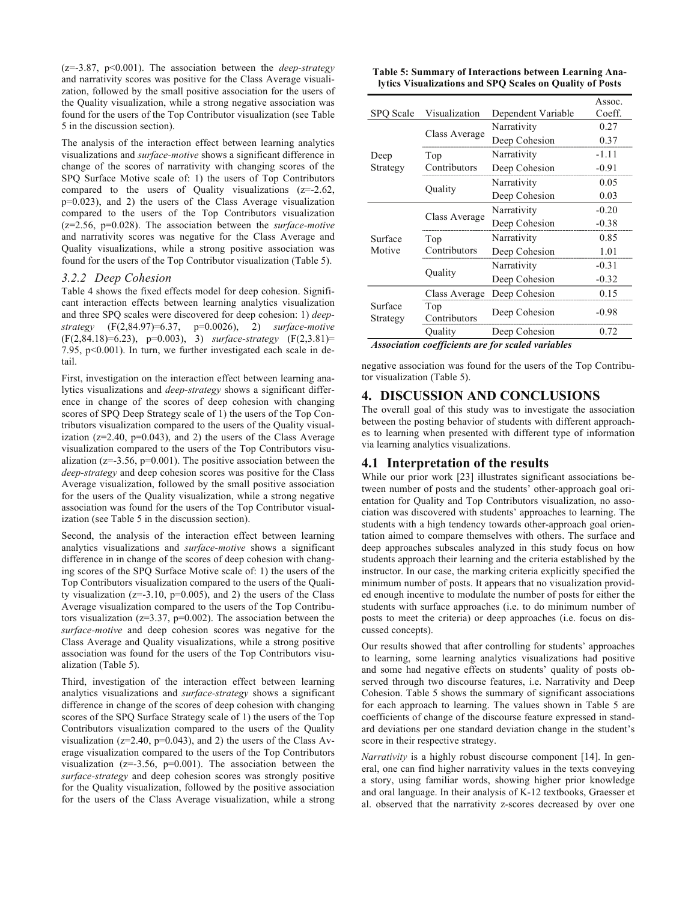(z=-3.87, p<0.001). The association between the *deep-strategy* and narrativity scores was positive for the Class Average visualization, followed by the small positive association for the users of the Quality visualization, while a strong negative association was found for the users of the Top Contributor visualization (see Table 5 in the discussion section).

The analysis of the interaction effect between learning analytics visualizations and *surface-motive* shows a significant difference in change of the scores of narrativity with changing scores of the SPQ Surface Motive scale of: 1) the users of Top Contributors compared to the users of Quality visualizations (z=-2.62, p=0.023), and 2) the users of the Class Average visualization compared to the users of the Top Contributors visualization (z=2.56, p=0.028). The association between the *surface-motive* and narrativity scores was negative for the Class Average and Quality visualizations, while a strong positive association was found for the users of the Top Contributor visualization (Table 5).

### 3.2.2 Deep Cohesion

Table 4 shows the fixed effects model for deep cohesion. Significant interaction effects between learning analytics visualization and three SPQ scales were discovered for deep cohesion: 1) *deep-strategy* (F(2,84.97)=6.37, p=0.0026), 2) *surface-motive* (F(2,84.18)=6.23), p=0.003), 3) *surface-strategy* (F(2,3.81)= 7.95, p<0.001). In turn, we further investigated each scale in detail.

First, investigation on the interaction effect between learning analytics visualizations and *deep-strategy* shows a significant difference in change of the scores of deep cohesion with changing scores of SPQ Deep Strategy scale of 1) the users of the Top Contributors visualization compared to the users of the Quality visualization (z=2.40, p=0.043), and 2) the users of the Class Average visualization compared to the users of the Top Contributors visualization (z=-3.56, p=0.001). The positive association between the *deep-strategy* and deep cohesion scores was positive for the Class Average visualization, followed by the small positive association for the users of the Quality visualization, while a strong negative association was found for the users of the Top Contributor visualization (see Table 5 in the discussion section).

Second, the analysis of the interaction effect between learning analytics visualizations and *surface-motive* shows a significant difference in in change of the scores of deep cohesion with changing scores of the SPQ Surface Motive scale of: 1) the users of the Top Contributors visualization compared to the users of the Quality visualization (z=-3.10, p=0.005), and 2) the users of the Class Average visualization compared to the users of the Top Contributors visualization (z=3.37, p=0.002). The association between the *surface-motive* and deep cohesion scores was negative for the Class Average and Quality visualizations, while a strong positive association was found for the users of the Top Contributors visualization (Table 5).

Third, investigation of the interaction effect between learning analytics visualizations and *surface-strategy* shows a significant difference in change of the scores of deep cohesion with changing scores of the SPQ Surface Strategy scale of 1) the users of the Top Contributors visualization compared to the users of the Quality visualization (z=2.40, p=0.043), and 2) the users of the Class Average visualization compared to the users of the Top Contributors visualization (z=-3.56, p=0.001). The association between the *surface-strategy* and deep cohesion scores was strongly positive for the Quality visualization, followed by the positive association for the users of the Class Average visualization, while a strong negative association was found for the users of the Top Contributor visualization (Table 5).

**Table 5: Summary of Interactions between Learning Analytics Visualizations and SPQ Scales on Quality of Posts**

| SPQ Scale | Visualization | Dependent Variable | Assoc. Coeff. |
|---|---|---|---|
| Deep Strategy | Class Average | Narrativity | 0.27 |
| | | Deep Cohesion | 0.37 |
| | Top Contributors | Narrativity | -1.11 |
| | | Deep Cohesion | -0.91 |
| | Quality | Narrativity | 0.05 |
| | | Deep Cohesion | 0.03 |
| Surface Motive | Class Average | Narrativity | -0.20 |
| | | Deep Cohesion | -0.38 |
| | Top Contributors | Narrativity | 0.85 |
| | | Deep Cohesion | 1.01 |
| | Quality | Narrativity | -0.31 |
| | | Deep Cohesion | -0.32 |
| Surface Strategy | Class Average | Deep Cohesion | 0.15 |
| | Top Contributors | Deep Cohesion | -0.98 |
| | Quality | Deep Cohesion | 0.72 |

*Association coefficients are for scaled variables*

## 4. DISCUSSION AND CONCLUSIONS

The overall goal of this study was to investigate the association between the posting behavior of students with different approaches to learning when presented with different type of information via learning analytics visualizations.

## 4.1 Interpretation of the results

While our prior work [23] illustrates significant associations between number of posts and the students' other-approach goal orientation for Quality and Top Contributors visualization, no association was discovered with students' approaches to learning. The students with a high tendency towards other-approach goal orientation aimed to compare themselves with others. The surface and deep approaches subscales analyzed in this study focus on how students approach their learning and the criteria established by the instructor. In our case, the marking criteria explicitly specified the minimum number of posts. It appears that no visualization provided enough incentive to modulate the number of posts for either the students with surface approaches (i.e. to do minimum number of posts to meet the criteria) or deep approaches (i.e. focus on discussed concepts).

Our results showed that after controlling for students' approaches to learning, some learning analytics visualizations had positive and some had negative effects on students' quality of posts observed through two discourse features, i.e. Narrativity and Deep Cohesion. Table 5 shows the summary of significant associations for each approach to learning. The values shown in Table 5 are coefficients of change of the discourse feature expressed in standard deviations per one standard deviation change in the student's score in their respective strategy.

*Narrativity* is a highly robust discourse component [14]. In general, one can find higher narrativity values in the texts conveying a story, using familiar words, showing higher prior knowledge and oral language. In their analysis of K-12 textbooks, Graesser et al. observed that the narrativity z-scores decreased by over one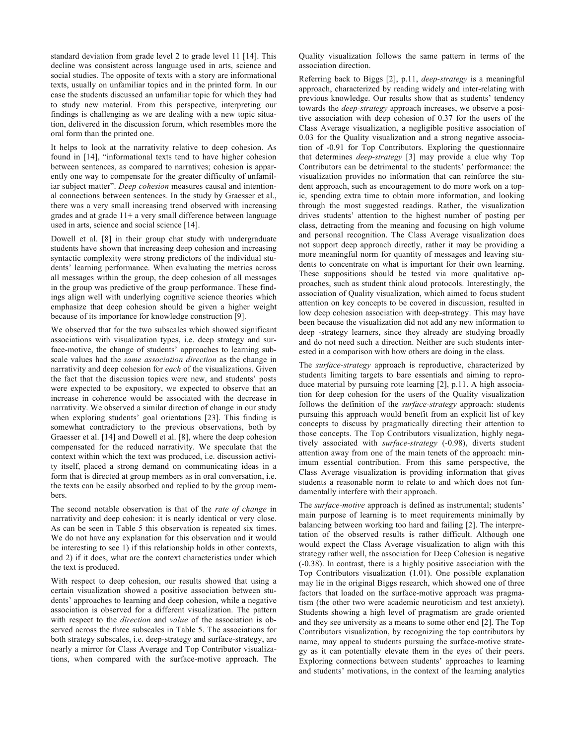standard deviation from grade level 2 to grade level 11 [14]. This decline was consistent across language used in arts, science and social studies. The opposite of texts with a story are informational texts, usually on unfamiliar topics and in the printed form. In our case the students discussed an unfamiliar topic for which they had to study new material. From this perspective, interpreting our findings is challenging as we are dealing with a new topic situation, delivered in the discussion forum, which resembles more the oral form than the printed one.

It helps to look at the narrativity relative to deep cohesion. As found in [14], "informational texts tend to have higher cohesion between sentences, as compared to narratives; cohesion is apparently one way to compensate for the greater difficulty of unfamiliar subject matter". *Deep cohesion* measures causal and intentional connections between sentences. In the study by Graesser et al., there was a very small increasing trend observed with increasing grades and at grade 11+ a very small difference between language used in arts, science and social science [14].

Dowell et al. [8] in their group chat study with undergraduate students have shown that increasing deep cohesion and increasing syntactic complexity were strong predictors of the individual students' learning performance. When evaluating the metrics across all messages within the group, the deep cohesion of all messages in the group was predictive of the group performance. These findings align well with underlying cognitive science theories which emphasize that deep cohesion should be given a higher weight because of its importance for knowledge construction [9].

We observed that for the two subscales which showed significant associations with visualization types, i.e. deep strategy and surface-motive, the change of students' approaches to learning subscale values had the *same association direction* as the change in narrativity and deep cohesion for *each* of the visualizations. Given the fact that the discussion topics were new, and students' posts were expected to be expository, we expected to observe that an increase in coherence would be associated with the decrease in narrativity. We observed a similar direction of change in our study when exploring students' goal orientations [23]. This finding is somewhat contradictory to the previous observations, both by Graesser et al. [14] and Dowell et al. [8], where the deep cohesion compensated for the reduced narrativity. We speculate that the context within which the text was produced, i.e. discussion activity itself, placed a strong demand on communicating ideas in a form that is directed at group members as in oral conversation, i.e. the texts can be easily absorbed and replied to by the group members.

The second notable observation is that of the *rate of change* in narrativity and deep cohesion: it is nearly identical or very close. As can be seen in Table 5 this observation is repeated six times. We do not have any explanation for this observation and it would be interesting to see 1) if this relationship holds in other contexts, and 2) if it does, what are the context characteristics under which the text is produced.

With respect to deep cohesion, our results showed that using a certain visualization showed a positive association between students' approaches to learning and deep cohesion, while a negative association is observed for a different visualization. The pattern with respect to the *direction* and *value* of the association is observed across the three subscales in Table 5. The associations for both strategy subscales, i.e. deep-strategy and surface-strategy, are nearly a mirror for Class Average and Top Contributor visualizations, when compared with the surface-motive approach. The Quality visualization follows the same pattern in terms of the association direction.

Referring back to Biggs [2], p.11, *deep-strategy* is a meaningful approach, characterized by reading widely and inter-relating with previous knowledge. Our results show that as students' tendency towards the *deep-strategy* approach increases, we observe a positive association with deep cohesion of 0.37 for the users of the Class Average visualization, a negligible positive association of 0.03 for the Quality visualization and a strong negative association of -0.91 for Top Contributors. Exploring the questionnaire that determines *deep-strategy* [3] may provide a clue why Top Contributors can be detrimental to the students' performance: the visualization provides no information that can reinforce the student approach, such as encouragement to do more work on a topic, spending extra time to obtain more information, and looking through the most suggested readings. Rather, the visualization drives students' attention to the highest number of posting per class, detracting from the meaning and focusing on high volume and personal recognition. The Class Average visualization does not support deep approach directly, rather it may be providing a more meaningful norm for quantity of messages and leaving students to concentrate on what is important for their own learning. These suppositions should be tested via more qualitative approaches, such as student think aloud protocols. Interestingly, the association of Quality visualization, which aimed to focus student attention on key concepts to be covered in discussion, resulted in low deep cohesion association with deep-strategy. This may have been because the visualization did not add any new information to deep -strategy learners, since they already are studying broadly and do not need such a direction. Neither are such students interested in a comparison with how others are doing in the class.

The *surface-strategy* approach is reproductive, characterized by students limiting targets to bare essentials and aiming to reproduce material by pursuing rote learning [2], p.11. A high association for deep cohesion for the users of the Quality visualization follows the definition of the *surface-strategy* approach: students pursuing this approach would benefit from an explicit list of key concepts to discuss by pragmatically directing their attention to those concepts. The Top Contributors visualization, highly negatively associated with *surface-strategy* (-0.98), diverts student attention away from one of the main tenets of the approach: minimum essential contribution. From this same perspective, the Class Average visualization is providing information that gives students a reasonable norm to relate to and which does not fundamentally interfere with their approach.

The *surface-motive* approach is defined as instrumental; students' main purpose of learning is to meet requirements minimally by balancing between working too hard and failing [2]. The interpretation of the observed results is rather difficult. Although one would expect the Class Average visualization to align with this strategy rather well, the association for Deep Cohesion is negative (-0.38). In contrast, there is a highly positive association with the Top Contributors visualization (1.01). One possible explanation may lie in the original Biggs research, which showed one of three factors that loaded on the surface-motive approach was pragmatism (the other two were academic neuroticism and test anxiety). Students showing a high level of pragmatism are grade oriented and they see university as a means to some other end [2]. The Top Contributors visualization, by recognizing the top contributors by name, may appeal to students pursuing the surface-motive strategy as it can potentially elevate them in the eyes of their peers. Exploring connections between students' approaches to learning and students' motivations, in the context of the learning analytics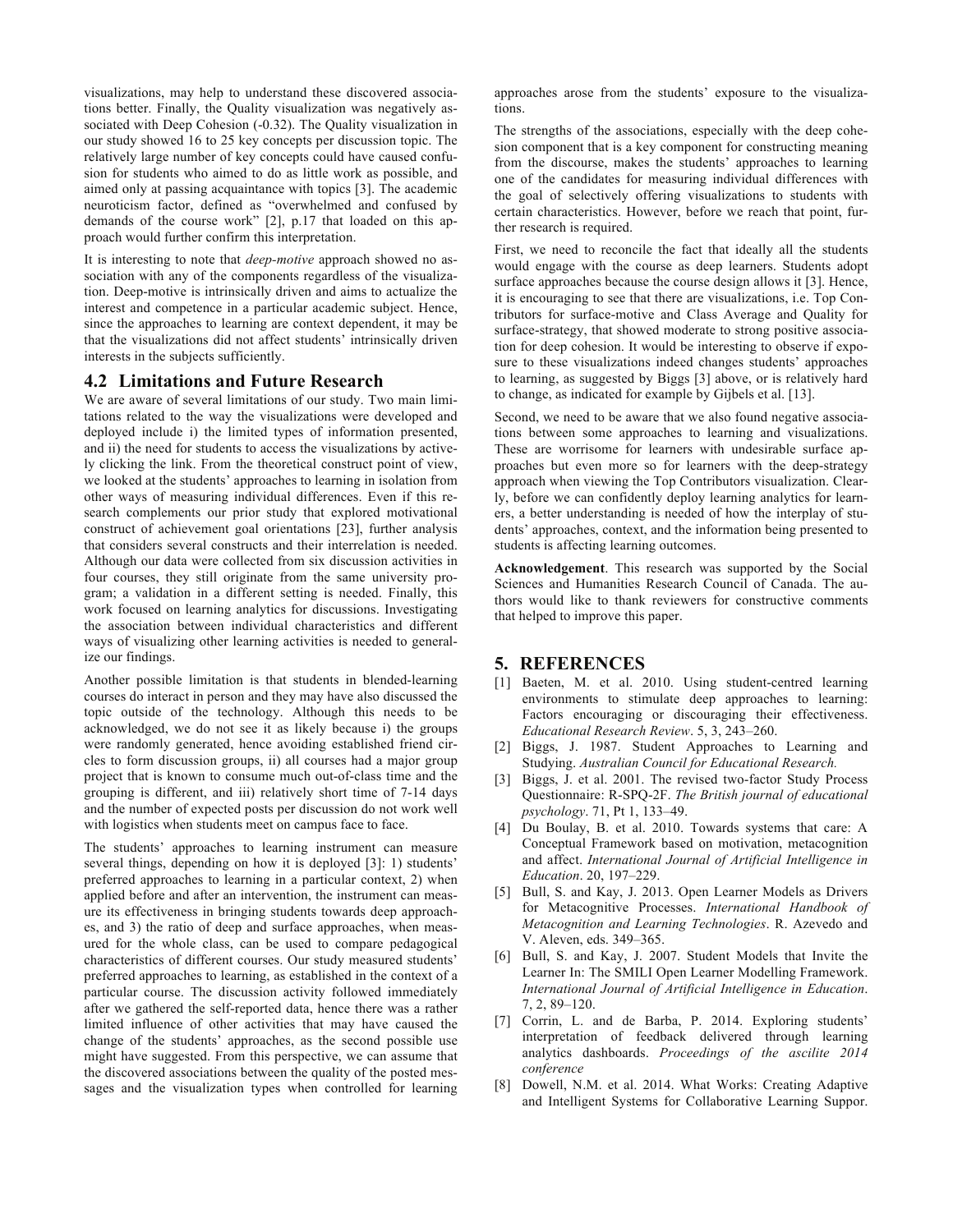visualizations, may help to understand these discovered associations better. Finally, the Quality visualization was negatively associated with Deep Cohesion (-0.32). The Quality visualization in our study showed 16 to 25 key concepts per discussion topic. The relatively large number of key concepts could have caused confusion for students who aimed to do as little work as possible, and aimed only at passing acquaintance with topics [3]. The academic neuroticism factor, defined as "overwhelmed and confused by demands of the course work" [2], p.17 that loaded on this approach would further confirm this interpretation.

It is interesting to note that *deep-motive* approach showed no association with any of the components regardless of the visualization. Deep-motive is intrinsically driven and aims to actualize the interest and competence in a particular academic subject. Hence, since the approaches to learning are context dependent, it may be that the visualizations did not affect students' intrinsically driven interests in the subjects sufficiently.

## 4.2 Limitations and Future Research

We are aware of several limitations of our study. Two main limitations related to the way the visualizations were developed and deployed include i) the limited types of information presented, and ii) the need for students to access the visualizations by actively clicking the link. From the theoretical construct point of view, we looked at the students' approaches to learning in isolation from other ways of measuring individual differences. Even if this research complements our prior study that explored motivational construct of achievement goal orientations [23], further analysis that considers several constructs and their interrelation is needed. Although our data were collected from six discussion activities in four courses, they still originate from the same university program; a validation in a different setting is needed. Finally, this work focused on learning analytics for discussions. Investigating the association between individual characteristics and different ways of visualizing other learning activities is needed to generalize our findings.

Another possible limitation is that students in blended-learning courses do interact in person and they may have also discussed the topic outside of the technology. Although this needs to be acknowledged, we do not see it as likely because i) the groups were randomly generated, hence avoiding established friend circles to form discussion groups, ii) all courses had a major group project that is known to consume much out-of-class time and the grouping is different, and iii) relatively short time of 7-14 days and the number of expected posts per discussion do not work well with logistics when students meet on campus face to face.

The students' approaches to learning instrument can measure several things, depending on how it is deployed [3]: 1) students' preferred approaches to learning in a particular context, 2) when applied before and after an intervention, the instrument can measure its effectiveness in bringing students towards deep approaches, and 3) the ratio of deep and surface approaches, when measured for the whole class, can be used to compare pedagogical characteristics of different courses. Our study measured students' preferred approaches to learning, as established in the context of a particular course. The discussion activity followed immediately after we gathered the self-reported data, hence there was a rather limited influence of other activities that may have caused the change of the students' approaches, as the second possible use might have suggested. From this perspective, we can assume that the discovered associations between the quality of the posted messages and the visualization types when controlled for learning approaches arose from the students' exposure to the visualizations.

The strengths of the associations, especially with the deep cohesion component that is a key component for constructing meaning from the discourse, makes the students' approaches to learning one of the candidates for measuring individual differences with the goal of selectively offering visualizations to students with certain characteristics. However, before we reach that point, further research is required.

First, we need to reconcile the fact that ideally all the students would engage with the course as deep learners. Students adopt surface approaches because the course design allows it [3]. Hence, it is encouraging to see that there are visualizations, i.e. Top Contributors for surface-motive and Class Average and Quality for surface-strategy, that showed moderate to strong positive association for deep cohesion. It would be interesting to observe if exposure to these visualizations indeed changes students' approaches to learning, as suggested by Biggs [3] above, or is relatively hard to change, as indicated for example by Gijbels et al. [13].

Second, we need to be aware that we also found negative associations between some approaches to learning and visualizations. These are worrisome for learners with undesirable surface approaches but even more so for learners with the deep-strategy approach when viewing the Top Contributors visualization. Clearly, before we can confidently deploy learning analytics for learners, a better understanding is needed of how the interplay of students' approaches, context, and the information being presented to students is affecting learning outcomes.

**Acknowledgement**. This research was supported by the Social Sciences and Humanities Research Council of Canada. The authors would like to thank reviewers for constructive comments that helped to improve this paper.

## 5. REFERENCES

[1] Baeten, M. et al. 2010. Using student-centred learning environments to stimulate deep approaches to learning: Factors encouraging or discouraging their effectiveness. *Educational Research Review*. 5, 3, 243–260.

[2] Biggs, J. 1987. Student Approaches to Learning and Studying. *Australian Council for Educational Research.*

[3] Biggs, J. et al. 2001. The revised two-factor Study Process Questionnaire: R-SPQ-2F. *The British journal of educational psychology*. 71, Pt 1, 133–49.

[4] Du Boulay, B. et al. 2010. Towards systems that care: A Conceptual Framework based on motivation, metacognition and affect. *International Journal of Artificial Intelligence in Education*. 20, 197–229.

[5] Bull, S. and Kay, J. 2013. Open Learner Models as Drivers for Metacognitive Processes. *International Handbook of Metacognition and Learning Technologies*. R. Azevedo and V. Aleven, eds. 349–365.

[6] Bull, S. and Kay, J. 2007. Student Models that Invite the Learner In: The SMILI Open Learner Modelling Framework. *International Journal of Artificial Intelligence in Education*. 7, 2, 89–120.

[7] Corrin, L. and de Barba, P. 2014. Exploring students' interpretation of feedback delivered through learning analytics dashboards. *Proceedings of the ascilite 2014 conference*

[8] Dowell, N.M. et al. 2014. What Works: Creating Adaptive and Intelligent Systems for Collaborative Learning Suppor.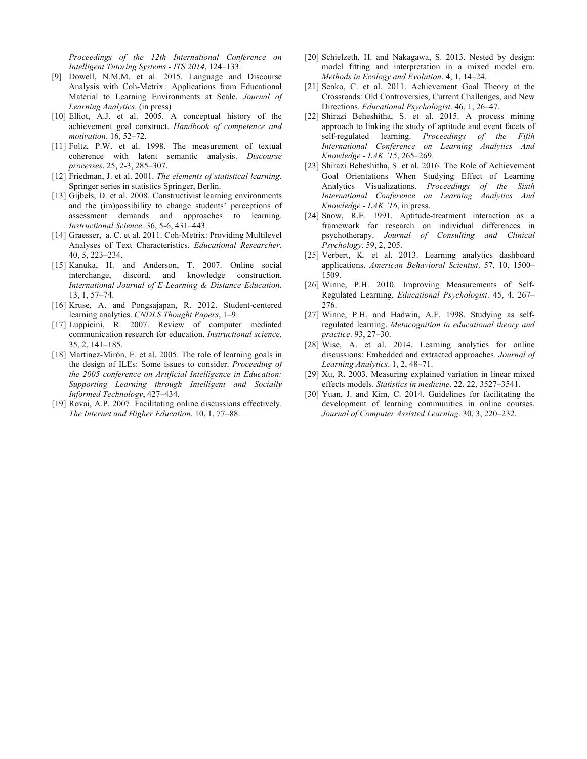*Proceedings of the 12th International Conference on Intelligent Tutoring Systems - ITS 2014*, 124–133.

[9] Dowell, N.M.M. et al. 2015. Language and Discourse Analysis with Coh-Metrix : Applications from Educational Material to Learning Environments at Scale. *Journal of Learning Analytics*. (in press)

[10] Elliot, A.J. et al. 2005. A conceptual history of the achievement goal construct. *Handbook of competence and motivation*. 16, 52–72.

[11] Foltz, P.W. et al. 1998. The measurement of textual coherence with latent semantic analysis. *Discourse processes*. 25, 2-3, 285–307.

[12] Friedman, J. et al. 2001. *The elements of statistical learning*. Springer series in statistics Springer, Berlin.

[13] Gijbels, D. et al. 2008. Constructivist learning environments and the (im)possibility to change students' perceptions of assessment demands and approaches to learning. *Instructional Science*. 36, 5-6, 431–443.

[14] Graesser, a. C. et al. 2011. Coh-Metrix: Providing Multilevel Analyses of Text Characteristics. *Educational Researcher*. 40, 5, 223–234.

[15] Kanuka, H. and Anderson, T. 2007. Online social interchange, discord, and knowledge construction. *International Journal of E-Learning & Distance Education*. 13, 1, 57–74.

[16] Kruse, A. and Pongsajapan, R. 2012. Student-centered learning analytics. *CNDLS Thought Papers*, 1–9.

[17] Luppicini, R. 2007. Review of computer mediated communication research for education. *Instructional science*. 35, 2, 141–185.

[18] Martinez-Mirón, E. et al. 2005. The role of learning goals in the design of ILEs: Some issues to consider. *Proceeding of the 2005 conference on Artificial Intelligence in Education: Supporting Learning through Intelligent and Socially Informed Technology*, 427–434.

[19] Rovai, A.P. 2007. Facilitating online discussions effectively. *The Internet and Higher Education*. 10, 1, 77–88.

[20] Schielzeth, H. and Nakagawa, S. 2013. Nested by design: model fitting and interpretation in a mixed model era. *Methods in Ecology and Evolution*. 4, 1, 14–24.

[21] Senko, C. et al. 2011. Achievement Goal Theory at the Crossroads: Old Controversies, Current Challenges, and New Directions. *Educational Psychologist*. 46, 1, 26–47.

[22] Shirazi Beheshitha, S. et al. 2015. A process mining approach to linking the study of aptitude and event facets of self-regulated learning. *Proceedings of the Fifth International Conference on Learning Analytics And Knowledge - LAK '15*, 265–269.

[23] Shirazi Beheshitha, S. et al. 2016. The Role of Achievement Goal Orientations When Studying Effect of Learning Analytics Visualizations. *Proceedings of the Sixth International Conference on Learning Analytics And Knowledge - LAK '16*, in press.

[24] Snow, R.E. 1991. Aptitude-treatment interaction as a framework for research on individual differences in psychotherapy. *Journal of Consulting and Clinical Psychology*. 59, 2, 205.

[25] Verbert, K. et al. 2013. Learning analytics dashboard applications. *American Behavioral Scientist*. 57, 10, 1500–1509.

[26] Winne, P.H. 2010. Improving Measurements of Self-Regulated Learning. *Educational Psychologist*. 45, 4, 267–276.

[27] Winne, P.H. and Hadwin, A.F. 1998. Studying as self-regulated learning. *Metacognition in educational theory and practice*. 93, 27–30.

[28] Wise, A. et al. 2014. Learning analytics for online discussions: Embedded and extracted approaches. *Journal of Learning Analytics*. 1, 2, 48–71.

[29] Xu, R. 2003. Measuring explained variation in linear mixed effects models. *Statistics in medicine*. 22, 22, 3527–3541.

[30] Yuan, J. and Kim, C. 2014. Guidelines for facilitating the development of learning communities in online courses. *Journal of Computer Assisted Learning*. 30, 3, 220–232.